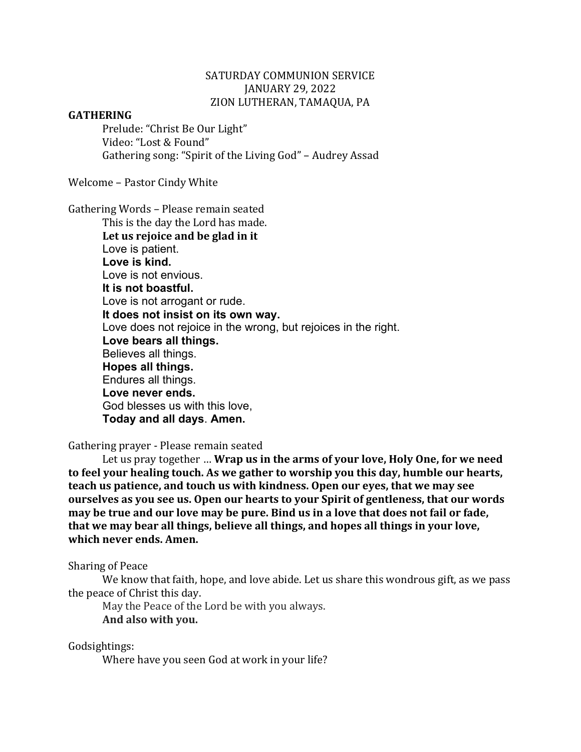SATURDAY COMMUNION SERVICE
JANUARY 29, 2022
ZION LUTHERAN, TAMAQUA, PA

**GATHERING**

Prelude: "Christ Be Our Light"
Video: "Lost & Found"
Gathering song: "Spirit of the Living God" – Audrey Assad

Welcome – Pastor Cindy White

Gathering Words – Please remain seated

This is the day the Lord has made.
**Let us rejoice and be glad in it**
Love is patient.
**Love is kind.**
Love is not envious.
**It is not boastful.**
Love is not arrogant or rude.
**It does not insist on its own way.**
Love does not rejoice in the wrong, but rejoices in the right.
**Love bears all things.**
Believes all things.
**Hopes all things.**
Endures all things.
**Love never ends.**
God blesses us with this love,
**Today and all days**. **Amen.**

Gathering prayer - Please remain seated

Let us pray together … **Wrap us in the arms of your love, Holy One, for we need to feel your healing touch. As we gather to worship you this day, humble our hearts, teach us patience, and touch us with kindness. Open our eyes, that we may see ourselves as you see us. Open our hearts to your Spirit of gentleness, that our words may be true and our love may be pure. Bind us in a love that does not fail or fade, that we may bear all things, believe all things, and hopes all things in your love, which never ends. Amen.**

Sharing of Peace

We know that faith, hope, and love abide. Let us share this wondrous gift, as we pass the peace of Christ this day.

May the Peace of the Lord be with you always.
**And also with you.**

Godsightings:

Where have you seen God at work in your life?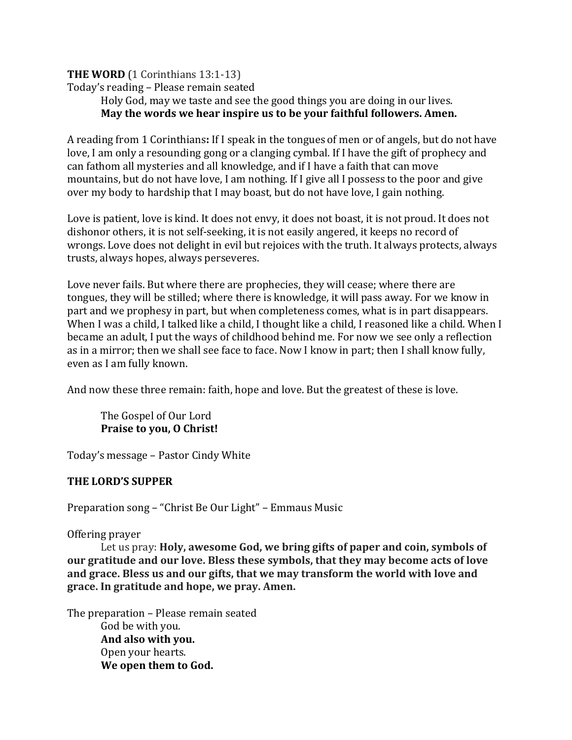**THE WORD** (1 Corinthians 13:1-13)

Today's reading – Please remain seated

> Holy God, may we taste and see the good things you are doing in our lives.
> **May the words we hear inspire us to be your faithful followers. Amen.**

A reading from 1 Corinthians**:** If I speak in the tongues of men or of angels, but do not have love, I am only a resounding gong or a clanging cymbal. If I have the gift of prophecy and can fathom all mysteries and all knowledge, and if I have a faith that can move mountains, but do not have love, I am nothing. If I give all I possess to the poor and give over my body to hardship that I may boast, but do not have love, I gain nothing.

Love is patient, love is kind. It does not envy, it does not boast, it is not proud. It does not dishonor others, it is not self-seeking, it is not easily angered, it keeps no record of wrongs. Love does not delight in evil but rejoices with the truth. It always protects, always trusts, always hopes, always perseveres.

Love never fails. But where there are prophecies, they will cease; where there are tongues, they will be stilled; where there is knowledge, it will pass away. For we know in part and we prophesy in part, but when completeness comes, what is in part disappears. When I was a child, I talked like a child, I thought like a child, I reasoned like a child. When I became an adult, I put the ways of childhood behind me. For now we see only a reflection as in a mirror; then we shall see face to face. Now I know in part; then I shall know fully, even as I am fully known.

And now these three remain: faith, hope and love. But the greatest of these is love.

> The Gospel of Our Lord
> **Praise to you, O Christ!**

Today's message – Pastor Cindy White

**THE LORD'S SUPPER**

Preparation song – "Christ Be Our Light" – Emmaus Music

Offering prayer

> Let us pray: **Holy, awesome God, we bring gifts of paper and coin, symbols of our gratitude and our love. Bless these symbols, that they may become acts of love and grace. Bless us and our gifts, that we may transform the world with love and grace. In gratitude and hope, we pray. Amen.**

The preparation – Please remain seated

> God be with you.
> **And also with you.**
> Open your hearts.
> **We open them to God.**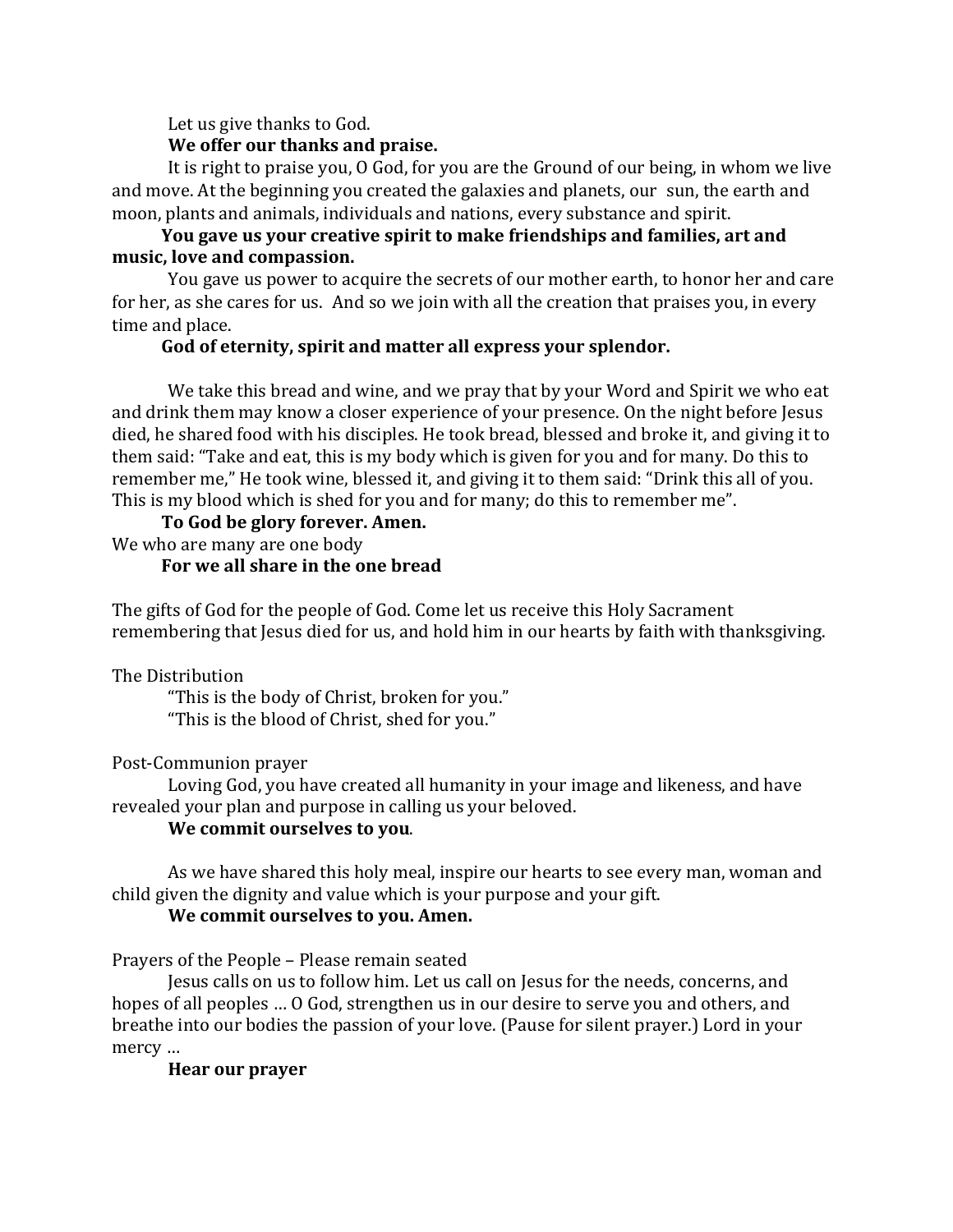Let us give thanks to God.

**We offer our thanks and praise.**

It is right to praise you, O God, for you are the Ground of our being, in whom we live and move. At the beginning you created the galaxies and planets, our sun, the earth and moon, plants and animals, individuals and nations, every substance and spirit.

**You gave us your creative spirit to make friendships and families, art and music, love and compassion.**

You gave us power to acquire the secrets of our mother earth, to honor her and care for her, as she cares for us. And so we join with all the creation that praises you, in every time and place.

**God of eternity, spirit and matter all express your splendor.**

We take this bread and wine, and we pray that by your Word and Spirit we who eat and drink them may know a closer experience of your presence. On the night before Jesus died, he shared food with his disciples. He took bread, blessed and broke it, and giving it to them said: "Take and eat, this is my body which is given for you and for many. Do this to remember me," He took wine, blessed it, and giving it to them said: "Drink this all of you. This is my blood which is shed for you and for many; do this to remember me".

**To God be glory forever. Amen.**

We who are many are one body

**For we all share in the one bread**

The gifts of God for the people of God. Come let us receive this Holy Sacrament remembering that Jesus died for us, and hold him in our hearts by faith with thanksgiving.

The Distribution

"This is the body of Christ, broken for you."
"This is the blood of Christ, shed for you."

Post-Communion prayer

Loving God, you have created all humanity in your image and likeness, and have revealed your plan and purpose in calling us your beloved.

**We commit ourselves to you**.

As we have shared this holy meal, inspire our hearts to see every man, woman and child given the dignity and value which is your purpose and your gift.

**We commit ourselves to you. Amen.**

Prayers of the People – Please remain seated

Jesus calls on us to follow him. Let us call on Jesus for the needs, concerns, and hopes of all peoples … O God, strengthen us in our desire to serve you and others, and breathe into our bodies the passion of your love. (Pause for silent prayer.) Lord in your mercy …

**Hear our prayer**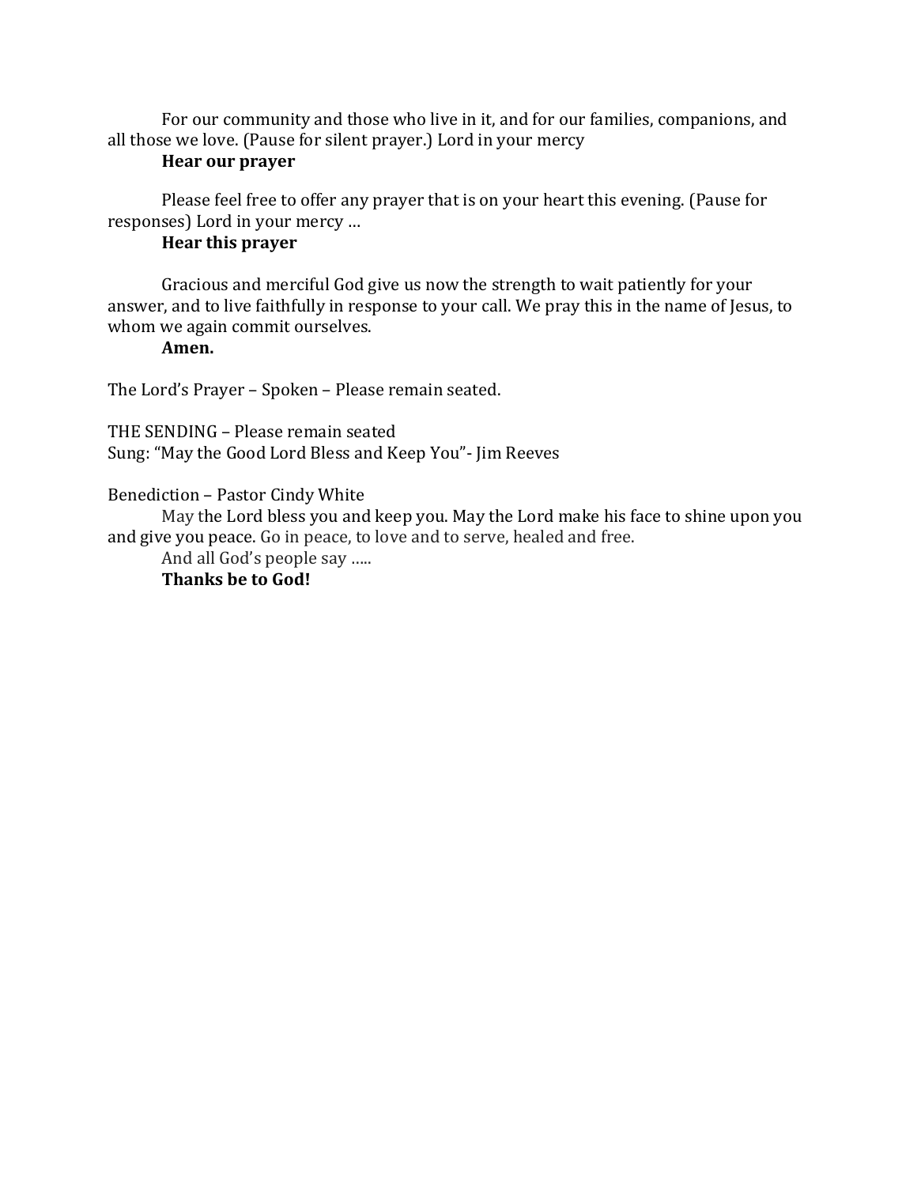For our community and those who live in it, and for our families, companions, and all those we love. (Pause for silent prayer.) Lord in your mercy

**Hear our prayer**

Please feel free to offer any prayer that is on your heart this evening. (Pause for responses) Lord in your mercy …

**Hear this prayer**

Gracious and merciful God give us now the strength to wait patiently for your answer, and to live faithfully in response to your call. We pray this in the name of Jesus, to whom we again commit ourselves.

**Amen.**

The Lord's Prayer – Spoken – Please remain seated.

THE SENDING – Please remain seated
Sung: "May the Good Lord Bless and Keep You"- Jim Reeves

Benediction – Pastor Cindy White

May the Lord bless you and keep you. May the Lord make his face to shine upon you and give you peace. Go in peace, to love and to serve, healed and free.

And all God's people say …..

**Thanks be to God!**